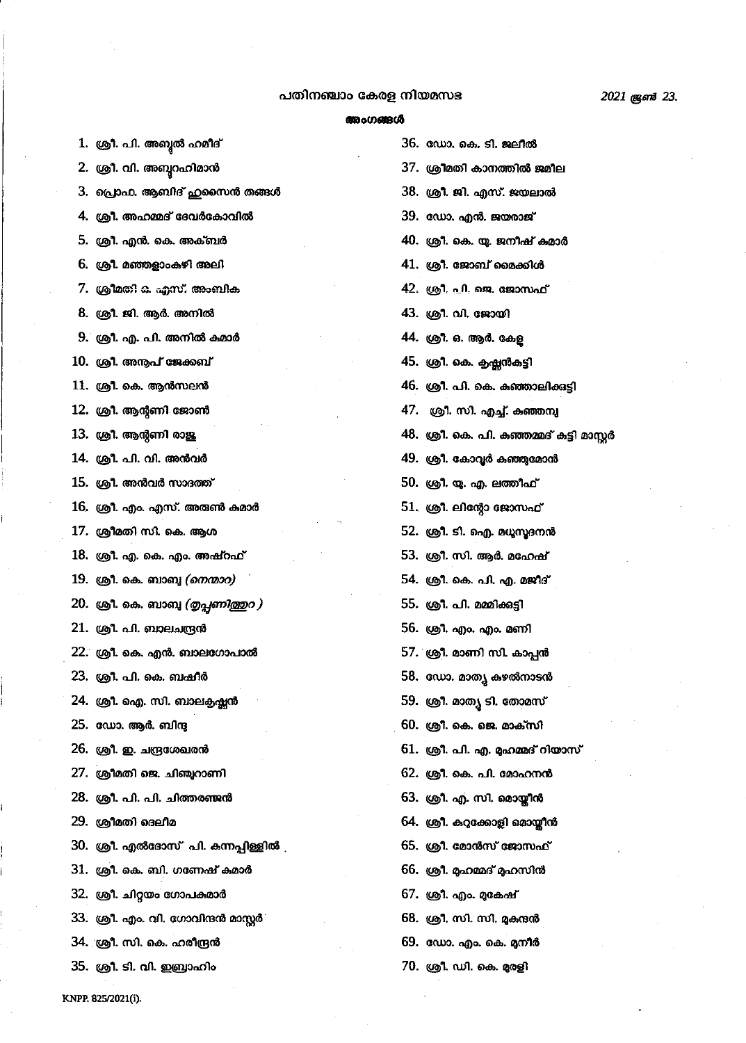# പതിനഞ്ചാം കേരള നിയമസഭ

*2021 ജൂൺ 23.*

## അംഗങ്ങൾ

1. ശ്രീ. പി. അബ്ദുൽ ഹമീദ്
2. ശ്രീ. വി. അബ്ദുറഹിമാൻ
3. പ്രൊഫ. ആബിദ് ഹുസൈൻ തങ്ങൾ
4. ശ്രീ. അഹമ്മദ് ദേവർകോവിൽ
5. ശ്രീ. എൻ. കെ. അക്ബർ
6. ശ്രീ. മഞ്ഞളാംകുഴി അലി
7. ശ്രീമതി ഒ. എസ്. അംബിക
8. ശ്രീ. ജി. ആർ. അനിൽ
9. ശ്രീ. എ. പി. അനിൽ കുമാർ
10. ശ്രീ. അനൂപ് ജേക്കബ്
11. ശ്രീ. കെ. ആൻസലൻ
12. ശ്രീ. ആന്റണി ജോൺ
13. ശ്രീ. ആന്റണി രാജു
14. ശ്രീ. പി. വി. അൻവർ
15. ശ്രീ. അൻവർ സാദത്ത്
16. ശ്രീ. എം. എസ്. അരുൺ കുമാർ
17. ശ്രീമതി സി. കെ. ആശ
18. ശ്രീ. എ. കെ. എം. അഷ്റഫ്
19. ശ്രീ. കെ. ബാബു *(നെന്മാറ)*
20. ശ്രീ. കെ. ബാബു *(തൃപ്പൂണിത്തുറ )*
21. ശ്രീ. പി. ബാലചന്ദ്രൻ
22. ശ്രീ. കെ. എൻ. ബാലഗോപാൽ
23. ശ്രീ. പി. കെ. ബഷീർ
24. ശ്രീ. ഐ. സി. ബാലകൃഷ്ണൻ
25. ഡോ. ആർ. ബിന്ദു
26. ശ്രീ. ഇ. ചന്ദ്രശേഖരൻ
27. ശ്രീമതി ജെ. ചിഞ്ചുറാണി
28. ശ്രീ. പി. പി. ചിത്തരഞ്ജൻ
29. ശ്രീമതി ദെലീമ
30. ശ്രീ. എൽദോസ് പി. കുന്നപ്പിള്ളിൽ
31. ശ്രീ. കെ. ബി. ഗണേഷ് കുമാർ
32. ശ്രീ. ചിറ്റയം ഗോപകുമാർ
33. ശ്രീ. എം. വി. ഗോവിന്ദൻ മാസ്റ്റർ
34. ശ്രീ. സി. കെ. ഹരീന്ദ്രൻ
35. ശ്രീ. ടി. വി. ഇബ്രാഹിം
36. ഡോ. കെ. ടി. ജലീൽ
37. ശ്രീമതി കാനത്തിൽ ജമീല
38. ശ്രീ. ജി. എസ്. ജയലാൽ
39. ഡോ. എൻ. ജയരാജ്
40. ശ്രീ. കെ. യു. ജനീഷ് കുമാർ
41. ശ്രീ. ജോബ് മൈക്കിൾ
42. ശ്രീ. പി. ജെ. ജോസഫ്
43. ശ്രീ. വി. ജോയി
44. ശ്രീ. ഒ. ആർ. കേളു
45. ശ്രീ. കെ. കൃഷ്ണൻകുട്ടി
46. ശ്രീ. പി. കെ. കുഞ്ഞാലിക്കുട്ടി
47. ശ്രീ. സി. എച്ച്. കുഞ്ഞമ്പു
48. ശ്രീ. കെ. പി. കുഞ്ഞമ്മദ് കുട്ടി മാസ്റ്റർ
49. ശ്രീ. കോവൂർ കുഞ്ഞുമോൻ
50. ശ്രീ. യു. എ. ലത്തീഫ്
51. ശ്രീ. ലിന്റോ ജോസഫ്
52. ശ്രീ. ടി. ഐ. മധുസൂദനൻ
53. ശ്രീ. സി. ആർ. മഹേഷ്
54. ശ്രീ. കെ. പി. എ. മജീദ്
55. ശ്രീ. പി. മമ്മിക്കുട്ടി
56. ശ്രീ. എം. എം. മണി
57. ശ്രീ. മാണി സി. കാപ്പൻ
58. ഡോ. മാത്യു കുഴൽനാടൻ
59. ശ്രീ. മാത്യു ടി. തോമസ്
60. ശ്രീ. കെ. ജെ. മാക്സി
61. ശ്രീ. പി. എ. മുഹമ്മദ് റിയാസ്
62. ശ്രീ. കെ. പി. മോഹനൻ
63. ശ്രീ. എ. സി. മൊയ്തീൻ
64. ശ്രീ. കുറുക്കോളി മൊയ്തീൻ
65. ശ്രീ. മോൻസ് ജോസഫ്
66. ശ്രീ. മുഹമ്മദ് മുഹസിൻ
67. ശ്രീ. എം. മുകേഷ്
68. ശ്രീ. സി. സി. മുകുന്ദൻ
69. ഡോ. എം. കെ. മുനീർ
70. ശ്രീ. ഡി. കെ. മുരളി

KNPP. 825/2021(i).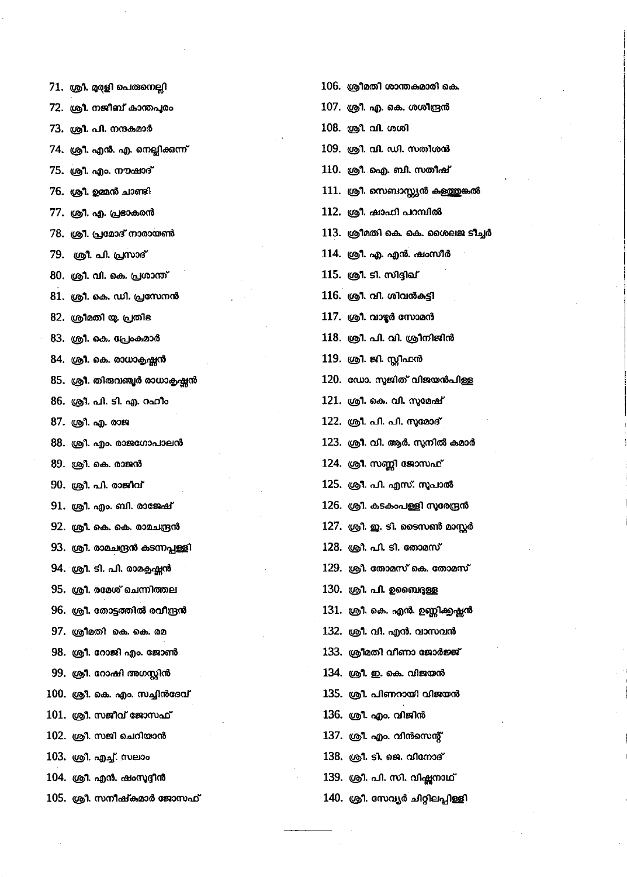71. ശ്രീ. മുരളി പെരുനെല്ലി
72. ശ്രീ. നജീബ് കാന്തപുരം
73. ശ്രീ. പി. നന്ദകുമാർ
74. ശ്രീ. എൻ. എ. നെല്ലിക്കുന്ന്
75. ശ്രീ. എം. നൗഷാദ്
76. ശ്രീ. ഉമ്മൻ ചാണ്ടി
77. ശ്രീ. എ. പ്രഭാകരൻ
78. ശ്രീ. പ്രമോദ് നാരായൺ
79. ശ്രീ. പി. പ്രസാദ്
80. ശ്രീ. വി. കെ. പ്രശാന്ത്
81. ശ്രീ. കെ. ഡി. പ്രസേനൻ
82. ശ്രീമതി യു. പ്രതിഭ
83. ശ്രീ. കെ. പ്രേംകുമാർ
84. ശ്രീ. കെ. രാധാകൃഷ്ണൻ
85. ശ്രീ. തിരുവഞ്ചൂർ രാധാകൃഷ്ണൻ
86. ശ്രീ. പി. ടി. എ. റഹീം
87. ശ്രീ. എ. രാജ
88. ശ്രീ. എം. രാജഗോപാലൻ
89. ശ്രീ. കെ. രാജൻ
90. ശ്രീ. പി. രാജീവ്
91. ശ്രീ. എം. ബി. രാജേഷ്
92. ശ്രീ. കെ. കെ. രാമചന്ദ്രൻ
93. ശ്രീ. രാമചന്ദ്രൻ കടന്നപ്പള്ളി
94. ശ്രീ. ടി. പി. രാമകൃഷ്ണൻ
95. ശ്രീ. രമേശ് ചെന്നിത്തല
96. ശ്രീ. തോട്ടത്തിൽ രവീന്ദ്രൻ
97. ശ്രീമതി കെ. കെ. രമ
98. ശ്രീ. റോജി എം. ജോൺ
99. ശ്രീ. റോഷി അഗസ്റ്റിൻ
100. ശ്രീ. കെ. എം. സച്ചിൻദേവ്
101. ശ്രീ. സജീവ് ജോസഫ്
102. ശ്രീ. സജി ചെറിയാൻ
103. ശ്രീ. എച്ച്. സലാം
104. ശ്രീ. എൻ. ഷംസുദ്ദീൻ
105. ശ്രീ. സനീഷ്കുമാർ ജോസഫ്
106. ശ്രീമതി ശാന്തകുമാരി കെ.
107. ശ്രീ. എ. കെ. ശശീന്ദ്രൻ
108. ശ്രീ. വി. ശശി
109. ശ്രീ. വി. ഡി. സതീശൻ
110. ശ്രീ. ഐ. ബി. സതീഷ്
111. ശ്രീ. സെബാസ്റ്റ്യൻ കുളത്തുങ്കൽ
112. ശ്രീ. ഷാഫി പറമ്പിൽ
113. ശ്രീമതി കെ. കെ. ശൈലജ ടീച്ചർ
114. ശ്രീ. എ. എൻ. ഷംസീർ
115. ശ്രീ. ടി. സിദ്ദിഖ്
116. ശ്രീ. വി. ശിവൻകുട്ടി
117. ശ്രീ. വാഴൂർ സോമൻ
118. ശ്രീ. പി. വി. ശ്രീനിജിൻ
119. ശ്രീ. ജി. സ്റ്റീഫൻ
120. ഡോ. സുജിത് വിജയൻപിള്ള
121. ശ്രീ. കെ. വി. സുമേഷ്
122. ശ്രീ. പി. പി. സുമോദ്
123. ശ്രീ. വി. ആർ. സുനിൽ കുമാർ
124. ശ്രീ. സണ്ണി ജോസഫ്
125. ശ്രീ. പി. എസ്. സുപാൽ
126. ശ്രീ. കടകംപള്ളി സുരേന്ദ്രൻ
127. ശ്രീ. ഇ. ടി. ടൈസൺ മാസ്റ്റർ
128. ശ്രീ. പി. ടി. തോമസ്
129. ശ്രീ. തോമസ് കെ. തോമസ്
130. ശ്രീ. പി. ഉബൈദുള്ള
131. ശ്രീ. കെ. എൻ. ഉണ്ണികൃഷ്ണൻ
132. ശ്രീ. വി. എൻ. വാസവൻ
133. ശ്രീമതി വീണാ ജോർജ്ജ്
134. ശ്രീ. ഇ. കെ. വിജയൻ
135. ശ്രീ. പിണറായി വിജയൻ
136. ശ്രീ. എം. വിജിൻ
137. ശ്രീ. എം. വിൻസെന്റ്
138. ശ്രീ. ടി. ജെ. വിനോദ്
139. ശ്രീ. പി. സി. വിഷ്ണുനാഥ്
140. ശ്രീ. സേവ്യർ ചിറ്റിലപ്പിള്ളി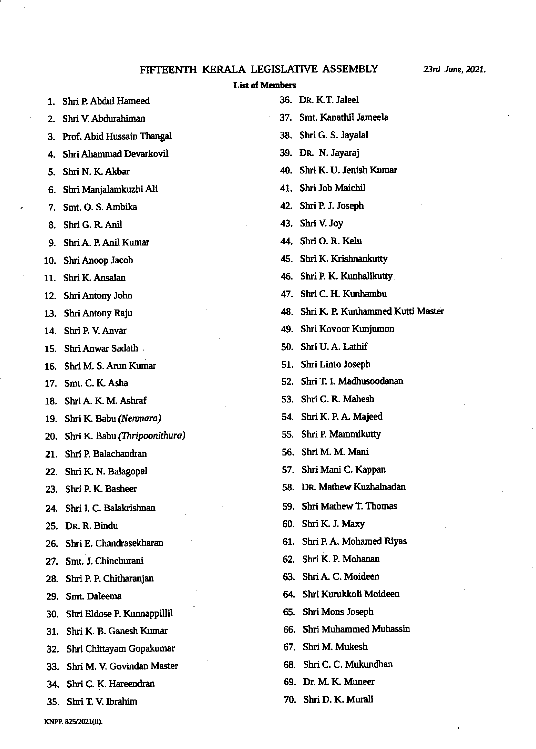# FIFTEENTH KERALA LEGISLATIVE ASSEMBLY

*23rd June, 2021.*

**List of Members**

1. Shri P. Abdul Hameed
2. Shri V. Abdurahiman
3. Prof. Abid Hussain Thangal
4. Shri Ahammad Devarkovil
5. Shri N. K. Akbar
6. Shri Manjalamkuzhi Ali
7. Smt. O. S. Ambika
8. Shri G. R. Anil
9. Shri A. P. Anil Kumar
10. Shri Anoop Jacob
11. Shri K. Ansalan
12. Shri Antony John
13. Shri Antony Raju
14. Shri P. V. Anvar
15. Shri Anwar Sadath
16. Shri M. S. Arun Kumar
17. Smt. C. K. Asha
18. Shri A. K. M. Ashraf
19. Shri K. Babu *(Nenmara)*
20. Shri K. Babu *(Thripoonithura)*
21. Shri P. Balachandran
22. Shri K. N. Balagopal
23. Shri P. K. Basheer
24. Shri I. C. Balakrishnan
25. Dr. R. Bindu
26. Shri E. Chandrasekharan
27. Smt. J. Chinchurani
28. Shri P. P. Chitharanjan
29. Smt. Daleema
30. Shri Eldose P. Kunnappillil
31. Shri K. B. Ganesh Kumar
32. Shri Chittayam Gopakumar
33. Shri M. V. Govindan Master
34. Shri C. K. Hareendran
35. Shri T. V. Ibrahim
36. Dr. K.T. Jaleel
37. Smt. Kanathil Jameela
38. Shri G. S. Jayalal
39. Dr. N. Jayaraj
40. Shri K. U. Jenish Kumar
41. Shri Job Maichil
42. Shri P. J. Joseph
43. Shri V. Joy
44. Shri O. R. Kelu
45. Shri K. Krishnankutty
46. Shri P. K. Kunhalikutty
47. Shri C. H. Kunhambu
48. Shri K. P. Kunhammed Kutti Master
49. Shri Kovoor Kunjumon
50. Shri U. A. Lathif
51. Shri Linto Joseph
52. Shri T. I. Madhusoodanan
53. Shri C. R. Mahesh
54. Shri K. P. A. Majeed
55. Shri P. Mammikutty
56. Shri M. M. Mani
57. Shri Mani C. Kappan
58. Dr. Mathew Kuzhalnadan
59. Shri Mathew T. Thomas
60. Shri K. J. Maxy
61. Shri P. A. Mohamed Riyas
62. Shri K. P. Mohanan
63. Shri A. C. Moideen
64. Shri Kurukkoli Moideen
65. Shri Mons Joseph
66. Shri Muhammed Muhassin
67. Shri M. Mukesh
68. Shri C. C. Mukundhan
69. Dr. M. K. Muneer
70. Shri D. K. Murali

KNPP. 825/2021(ii).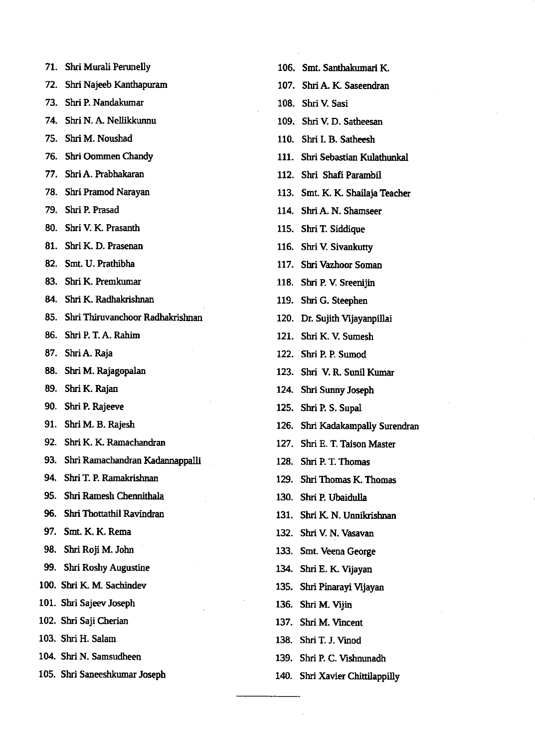71. Shri Murali Perunelly
72. Shri Najeeb Kanthapuram
73. Shri P. Nandakumar
74. Shri N. A. Nellikkunnu
75. Shri M. Noushad
76. Shri Oommen Chandy
77. Shri A. Prabhakaran
78. Shri Pramod Narayan
79. Shri P. Prasad
80. Shri V. K. Prasanth
81. Shri K. D. Prasenan
82. Smt. U. Prathibha
83. Shri K. Premkumar
84. Shri K. Radhakrishnan
85. Shri Thiruvanchoor Radhakrishnan
86. Shri P. T. A. Rahim
87. Shri A. Raja
88. Shri M. Rajagopalan
89. Shri K. Rajan
90. Shri P. Rajeeve
91. Shri M. B. Rajesh
92. Shri K. K. Ramachandran
93. Shri Ramachandran Kadannappalli
94. Shri T. P. Ramakrishnan
95. Shri Ramesh Chennithala
96. Shri Thottathil Ravindran
97. Smt. K. K. Rema
98. Shri Roji M. John
99. Shri Roshy Augustine
100. Shri K. M. Sachindev
101. Shri Sajeev Joseph
102. Shri Saji Cherian
103. Shri H. Salam
104. Shri N. Samsudheen
105. Shri Saneeshkumar Joseph
106. Smt. Santhakumari K.
107. Shri A. K. Saseendran
108. Shri V. Sasi
109. Shri V. D. Satheesan
110. Shri I. B. Satheesh
111. Shri Sebastian Kulathunkal
112. Shri Shafi Parambil
113. Smt. K. K. Shailaja Teacher
114. Shri A. N. Shamseer
115. Shri T. Siddique
116. Shri V. Sivankutty
117. Shri Vazhoor Soman
118. Shri P. V. Sreenijin
119. Shri G. Steephen
120. Dr. Sujith Vijayanpillai
121. Shri K. V. Sumesh
122. Shri P. P. Sumod
123. Shri V. R. Sunil Kumar
124. Shri Sunny Joseph
125. Shri P. S. Supal
126. Shri Kadakampally Surendran
127. Shri E. T. Taison Master
128. Shri P. T. Thomas
129. Shri Thomas K. Thomas
130. Shri P. Ubaidulla
131. Shri K. N. Unnikrishnan
132. Shri V. N. Vasavan
133. Smt. Veena George
134. Shri E. K. Vijayan
135. Shri Pinarayi Vijayan
136. Shri M. Vijin
137. Shri M. Vincent
138. Shri T. J. Vinod
139. Shri P. C. Vishnunadh
140. Shri Xavier Chittilappilly